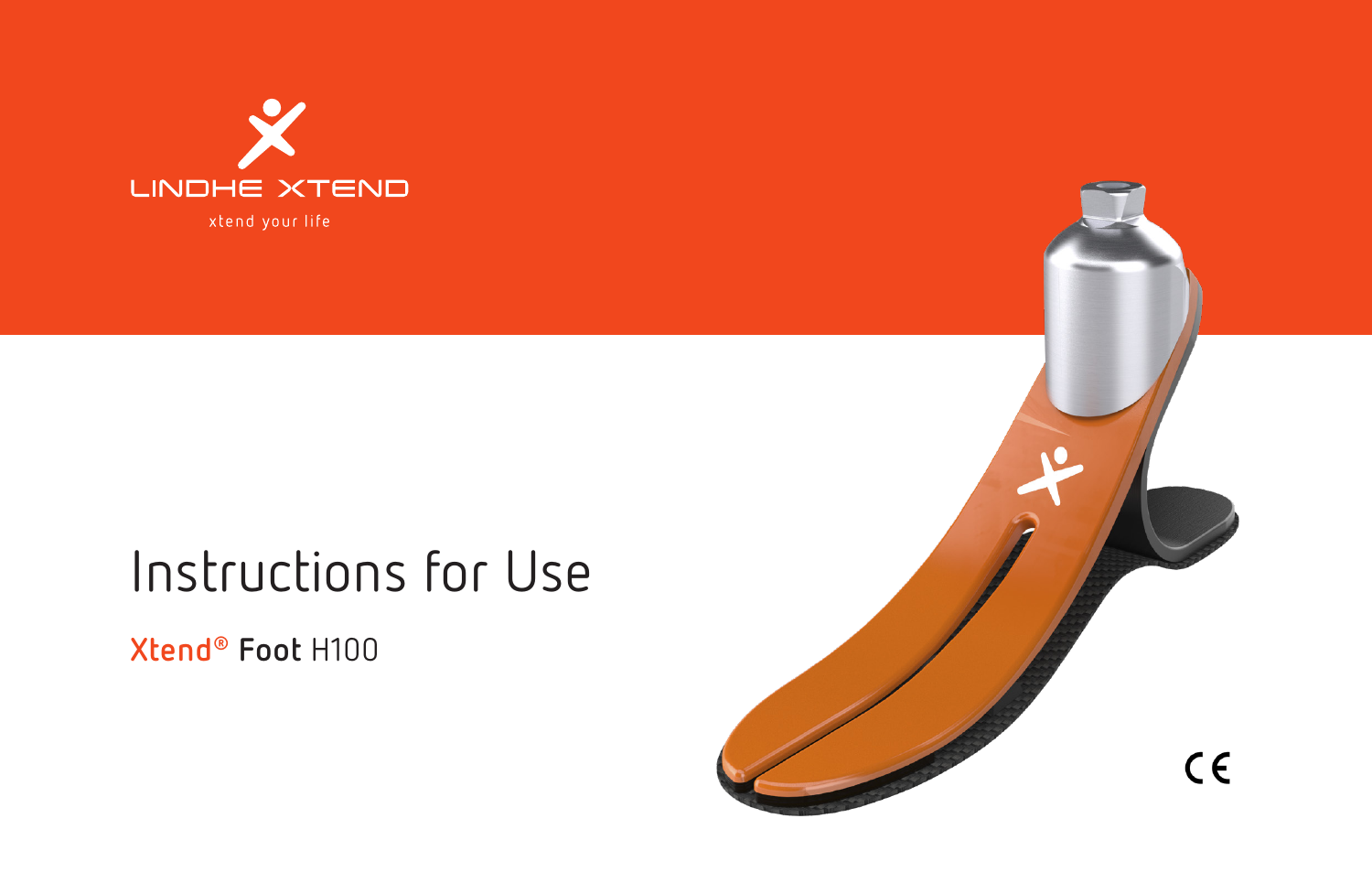LINDHE XTEND

xtend your life

# Instructions for Use

**Xtend® Foot** H100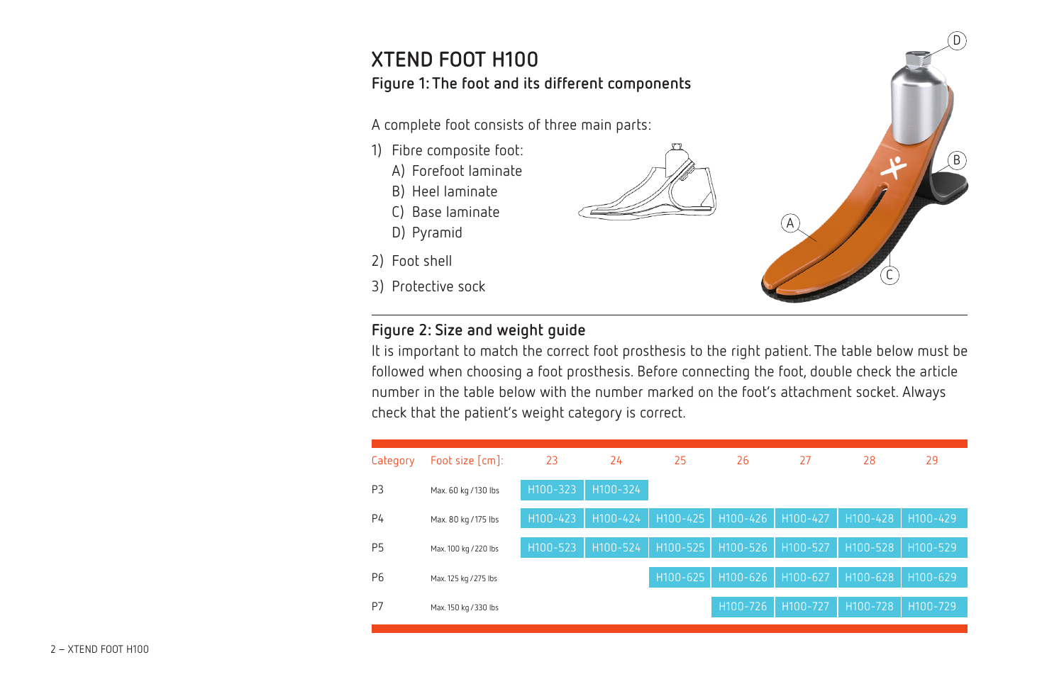# XTEND FOOT H100

## Figure 1: The foot and its different components

A complete foot consists of three main parts:

1) Fibre composite foot:
   A) Forefoot laminate
   B) Heel laminate
   C) Base laminate
   D) Pyramid
2) Foot shell
3) Protective sock

## Figure 2: Size and weight guide

It is important to match the correct foot prosthesis to the right patient. The table below must be followed when choosing a foot prosthesis. Before connecting the foot, double check the article number in the table below with the number marked on the foot's attachment socket. Always check that the patient's weight category is correct.

| Category | Foot size [cm]: | 23 | 24 | 25 | 26 | 27 | 28 | 29 |
|---|---|---|---|---|---|---|---|---|
| P3 | Max. 60 kg / 130 lbs | H100-323 | H100-324 | | | | | |
| P4 | Max. 80 kg / 175 lbs | H100-423 | H100-424 | H100-425 | H100-426 | H100-427 | H100-428 | H100-429 |
| P5 | Max. 100 kg / 220 lbs | H100-523 | H100-524 | H100-525 | H100-526 | H100-527 | H100-528 | H100-529 |
| P6 | Max. 125 kg / 275 lbs | | | H100-625 | H100-626 | H100-627 | H100-628 | H100-629 |
| P7 | Max. 150 kg / 330 lbs | | | | H100-726 | H100-727 | H100-728 | H100-729 |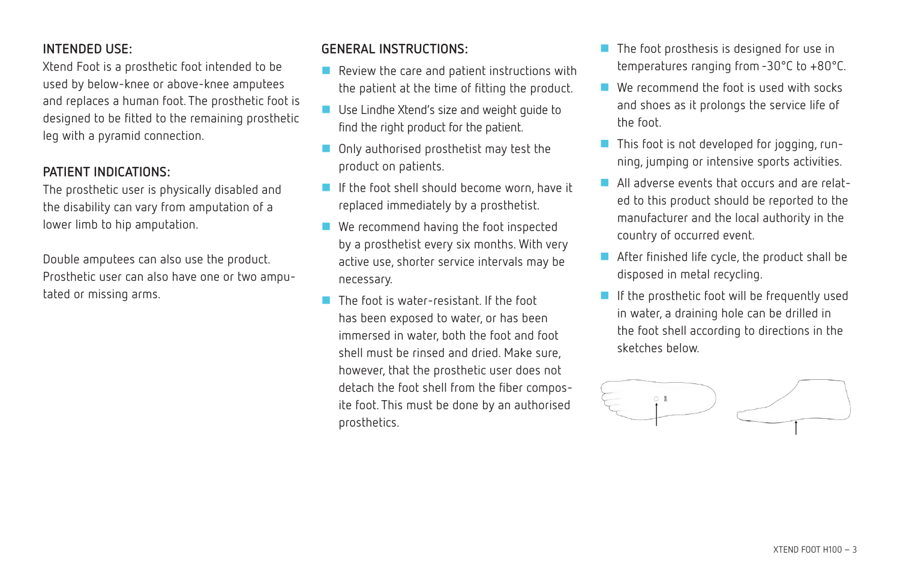## INTENDED USE:

Xtend Foot is a prosthetic foot intended to be used by below-knee or above-knee amputees and replaces a human foot. The prosthetic foot is designed to be fitted to the remaining prosthetic leg with a pyramid connection.

## PATIENT INDICATIONS:

The prosthetic user is physically disabled and the disability can vary from amputation of a lower limb to hip amputation.

Double amputees can also use the product. Prosthetic user can also have one or two amputated or missing arms.

## GENERAL INSTRUCTIONS:

- Review the care and patient instructions with the patient at the time of fitting the product.
- Use Lindhe Xtend's size and weight guide to find the right product for the patient.
- Only authorised prosthetist may test the product on patients.
- If the foot shell should become worn, have it replaced immediately by a prosthetist.
- We recommend having the foot inspected by a prosthetist every six months. With very active use, shorter service intervals may be necessary.
- The foot is water-resistant. If the foot has been exposed to water, or has been immersed in water, both the foot and foot shell must be rinsed and dried. Make sure, however, that the prosthetic user does not detach the foot shell from the fiber composite foot. This must be done by an authorised prosthetics.
- The foot prosthesis is designed for use in temperatures ranging from -30°C to +80°C.
- We recommend the foot is used with socks and shoes as it prolongs the service life of the foot.
- This foot is not developed for jogging, running, jumping or intensive sports activities.
- All adverse events that occurs and are related to this product should be reported to the manufacturer and the local authority in the country of occurred event.
- After finished life cycle, the product shall be disposed in metal recycling.
- If the prosthetic foot will be frequently used in water, a draining hole can be drilled in the foot shell according to directions in the sketches below.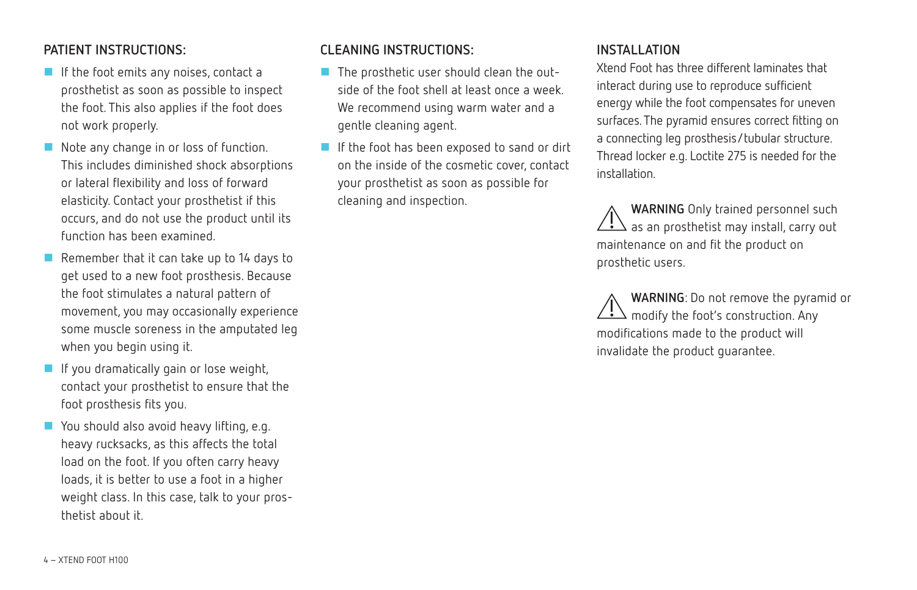## PATIENT INSTRUCTIONS:

- If the foot emits any noises, contact a prosthetist as soon as possible to inspect the foot. This also applies if the foot does not work properly.
- Note any change in or loss of function. This includes diminished shock absorptions or lateral flexibility and loss of forward elasticity. Contact your prosthetist if this occurs, and do not use the product until its function has been examined.
- Remember that it can take up to 14 days to get used to a new foot prosthesis. Because the foot stimulates a natural pattern of movement, you may occasionally experience some muscle soreness in the amputated leg when you begin using it.
- If you dramatically gain or lose weight, contact your prosthetist to ensure that the foot prosthesis fits you.
- You should also avoid heavy lifting, e.g. heavy rucksacks, as this affects the total load on the foot. If you often carry heavy loads, it is better to use a foot in a higher weight class. In this case, talk to your prosthetist about it.

## CLEANING INSTRUCTIONS:

- The prosthetic user should clean the outside of the foot shell at least once a week. We recommend using warm water and a gentle cleaning agent.
- If the foot has been exposed to sand or dirt on the inside of the cosmetic cover, contact your prosthetist as soon as possible for cleaning and inspection.

## INSTALLATION

Xtend Foot has three different laminates that interact during use to reproduce sufficient energy while the foot compensates for uneven surfaces. The pyramid ensures correct fitting on a connecting leg prosthesis/tubular structure. Thread locker e.g. Loctite 275 is needed for the installation.

⚠ **WARNING** Only trained personnel such as an prosthetist may install, carry out maintenance on and fit the product on prosthetic users.

⚠ **WARNING**: Do not remove the pyramid or modify the foot's construction. Any modifications made to the product will invalidate the product guarantee.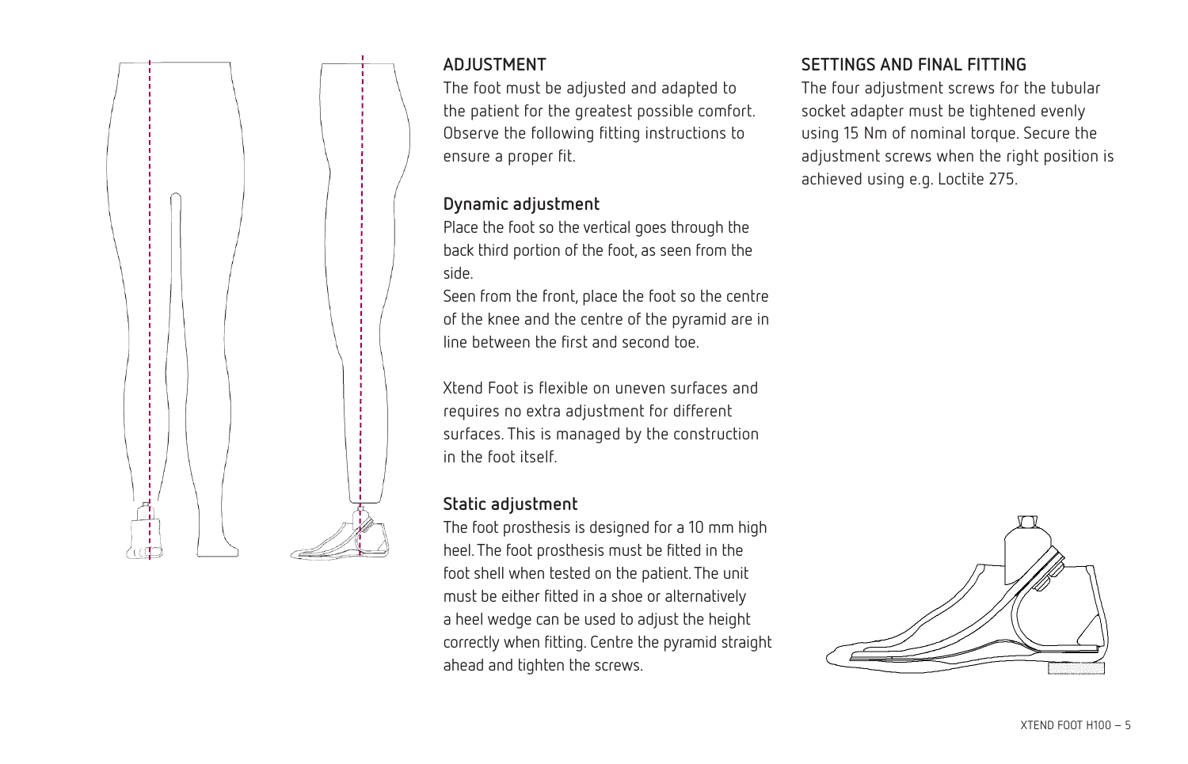## ADJUSTMENT

The foot must be adjusted and adapted to the patient for the greatest possible comfort. Observe the following fitting instructions to ensure a proper fit.

### Dynamic adjustment

Place the foot so the vertical goes through the back third portion of the foot, as seen from the side.

Seen from the front, place the foot so the centre of the knee and the centre of the pyramid are in line between the first and second toe.

Xtend Foot is flexible on uneven surfaces and requires no extra adjustment for different surfaces. This is managed by the construction in the foot itself.

### Static adjustment

The foot prosthesis is designed for a 10 mm high heel. The foot prosthesis must be fitted in the foot shell when tested on the patient. The unit must be either fitted in a shoe or alternatively a heel wedge can be used to adjust the height correctly when fitting. Centre the pyramid straight ahead and tighten the screws.

## SETTINGS AND FINAL FITTING

The four adjustment screws for the tubular socket adapter must be tightened evenly using 15 Nm of nominal torque. Secure the adjustment screws when the right position is achieved using e.g. Loctite 275.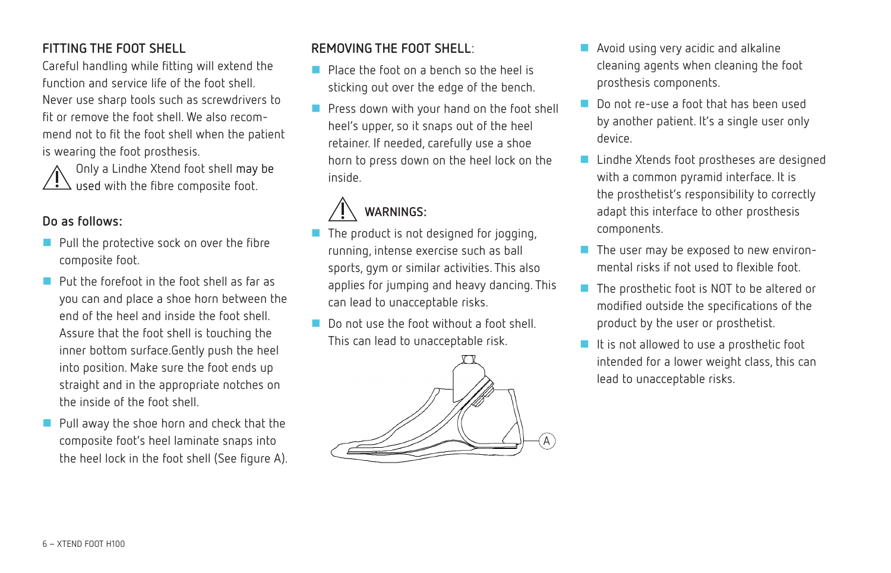## FITTING THE FOOT SHELL

Careful handling while fitting will extend the function and service life of the foot shell. Never use sharp tools such as screwdrivers to fit or remove the foot shell. We also recommend not to fit the foot shell when the patient is wearing the foot prosthesis.

⚠ Only a Lindhe Xtend foot shell may be used with the fibre composite foot.

### Do as follows:

- Pull the protective sock on over the fibre composite foot.
- Put the forefoot in the foot shell as far as you can and place a shoe horn between the end of the heel and inside the foot shell. Assure that the foot shell is touching the inner bottom surface.Gently push the heel into position. Make sure the foot ends up straight and in the appropriate notches on the inside of the foot shell.
- Pull away the shoe horn and check that the composite foot's heel laminate snaps into the heel lock in the foot shell (See figure A).

## REMOVING THE FOOT SHELL:

- Place the foot on a bench so the heel is sticking out over the edge of the bench.
- Press down with your hand on the foot shell heel's upper, so it snaps out of the heel retainer. If needed, carefully use a shoe horn to press down on the heel lock on the inside.

## ⚠ WARNINGS:

- The product is not designed for jogging, running, intense exercise such as ball sports, gym or similar activities. This also applies for jumping and heavy dancing. This can lead to unacceptable risks.
- Do not use the foot without a foot shell. This can lead to unacceptable risk.

A

- Avoid using very acidic and alkaline cleaning agents when cleaning the foot prosthesis components.
- Do not re-use a foot that has been used by another patient. It's a single user only device.
- Lindhe Xtends foot prostheses are designed with a common pyramid interface. It is the prosthetist's responsibility to correctly adapt this interface to other prosthesis components.
- The user may be exposed to new environmental risks if not used to flexible foot.
- The prosthetic foot is NOT to be altered or modified outside the specifications of the product by the user or prosthetist.
- It is not allowed to use a prosthetic foot intended for a lower weight class, this can lead to unacceptable risks.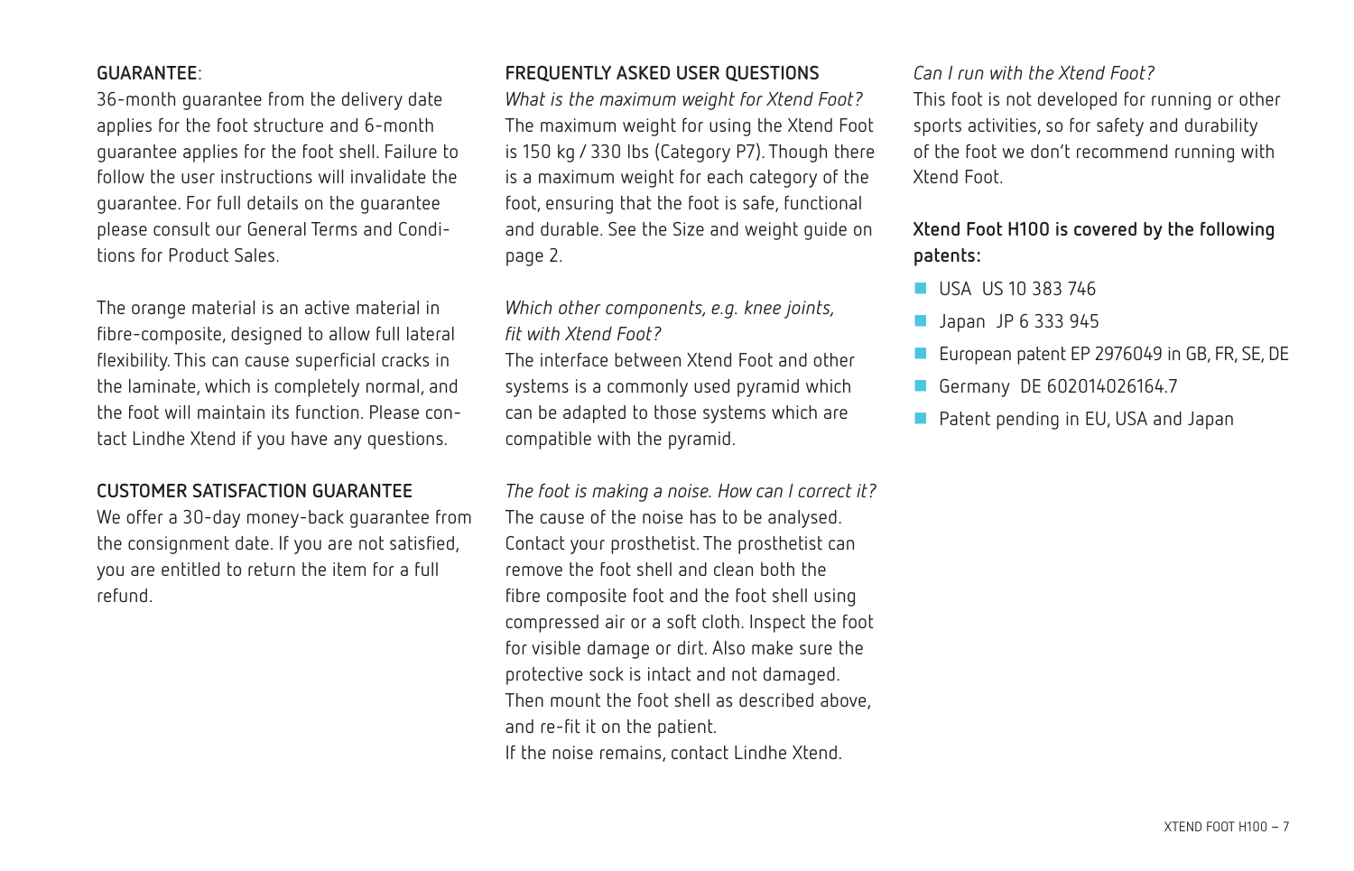## GUARANTEE:

36-month guarantee from the delivery date applies for the foot structure and 6-month guarantee applies for the foot shell. Failure to follow the user instructions will invalidate the guarantee. For full details on the guarantee please consult our General Terms and Conditions for Product Sales.

The orange material is an active material in fibre-composite, designed to allow full lateral flexibility. This can cause superficial cracks in the laminate, which is completely normal, and the foot will maintain its function. Please contact Lindhe Xtend if you have any questions.

## CUSTOMER SATISFACTION GUARANTEE

We offer a 30-day money-back guarantee from the consignment date. If you are not satisfied, you are entitled to return the item for a full refund.

## FREQUENTLY ASKED USER QUESTIONS

*What is the maximum weight for Xtend Foot?*
The maximum weight for using the Xtend Foot is 150 kg / 330 lbs (Category P7). Though there is a maximum weight for each category of the foot, ensuring that the foot is safe, functional and durable. See the Size and weight guide on page 2.

*Which other components, e.g. knee joints, fit with Xtend Foot?*
The interface between Xtend Foot and other systems is a commonly used pyramid which can be adapted to those systems which are compatible with the pyramid.

*The foot is making a noise. How can I correct it?*
The cause of the noise has to be analysed. Contact your prosthetist. The prosthetist can remove the foot shell and clean both the fibre composite foot and the foot shell using compressed air or a soft cloth. Inspect the foot for visible damage or dirt. Also make sure the protective sock is intact and not damaged. Then mount the foot shell as described above, and re-fit it on the patient.
If the noise remains, contact Lindhe Xtend.

*Can I run with the Xtend Foot?*
This foot is not developed for running or other sports activities, so for safety and durability of the foot we don't recommend running with Xtend Foot.

**Xtend Foot H100 is covered by the following patents:**

- USA US 10 383 746
- Japan JP 6 333 945
- European patent EP 2976049 in GB, FR, SE, DE
- Germany DE 602014026164.7
- Patent pending in EU, USA and Japan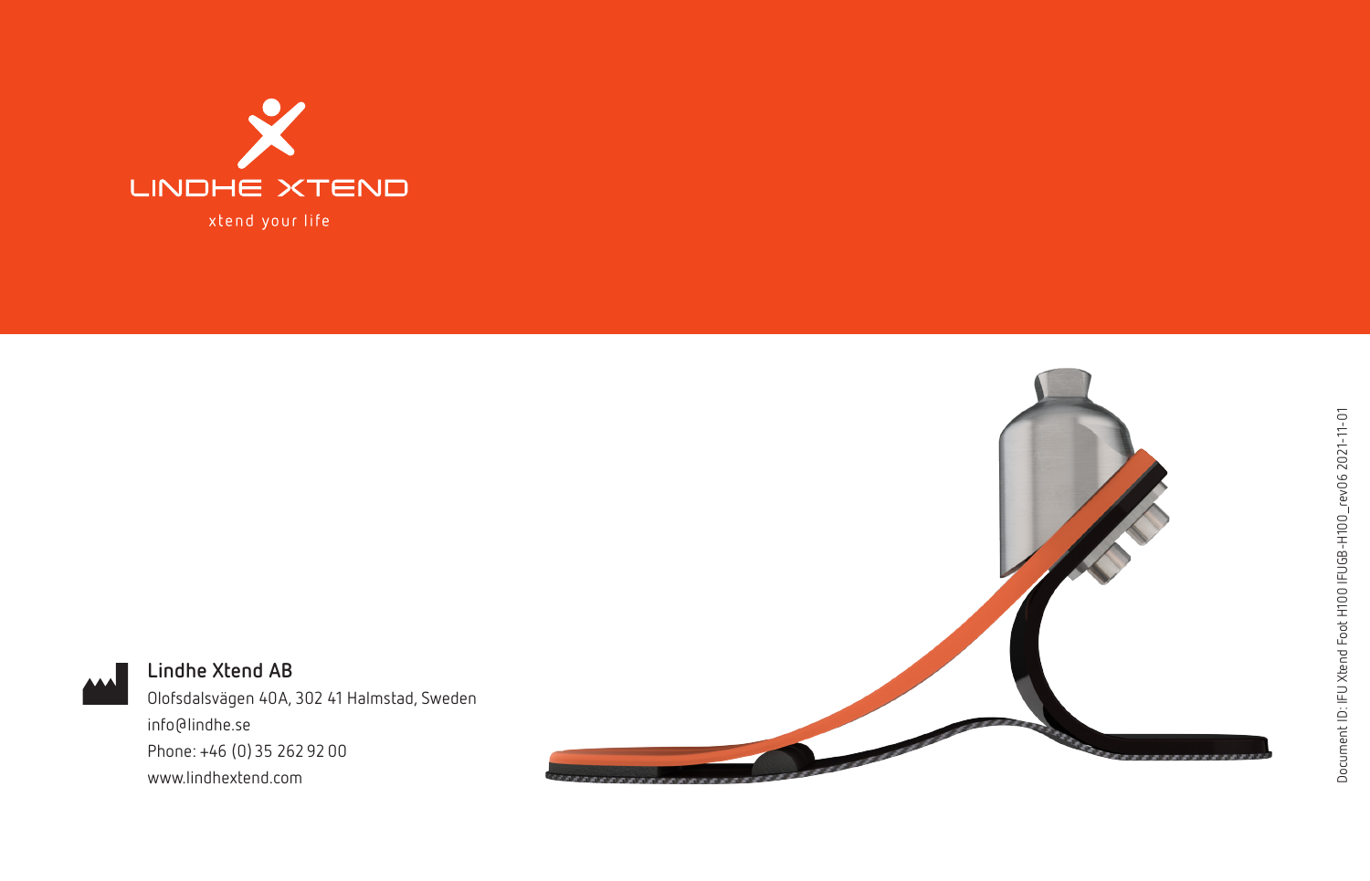LINDHE XTEND

xtend your life

**Lindhe Xtend AB**

Olofsdalsvägen 40A, 302 41 Halmstad, Sweden

info@lindhe.se

Phone: +46 (0) 35 262 92 00

www.lindhextend.com

Document ID: IFU Xtend Foot H100 IFUGB-H100_rev06 2021-11-01